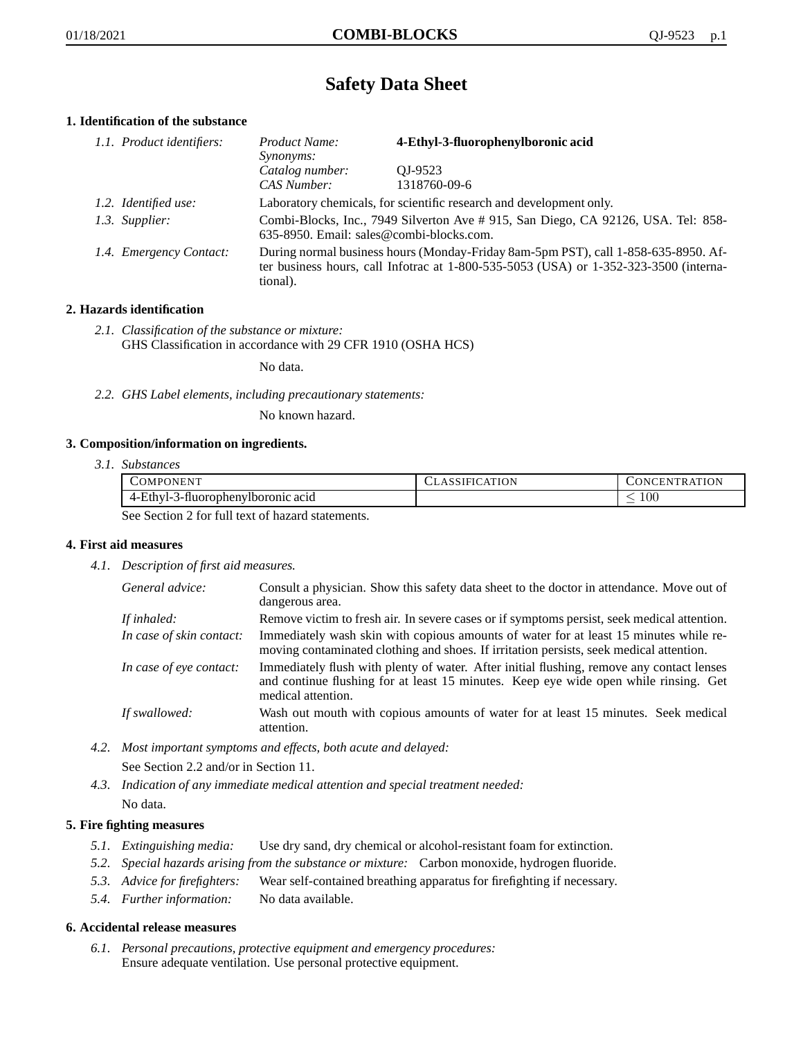# Safety Data Sheet

## 1. Identification of the substance

*1.1. Product identifiers:*

| | |
|---|---|
| *Product Name:* | **4-Ethyl-3-fluorophenylboronic acid** |
| *Synonyms:* | |
| *Catalog number:* | QJ-9523 |
| *CAS Number:* | 1318760-09-6 |

*1.2. Identified use:* Laboratory chemicals, for scientific research and development only.

*1.3. Supplier:* Combi-Blocks, Inc., 7949 Silverton Ave # 915, San Diego, CA 92126, USA. Tel: 858-635-8950. Email: sales@combi-blocks.com.

*1.4. Emergency Contact:* During normal business hours (Monday-Friday 8am-5pm PST), call 1-858-635-8950. After business hours, call Infotrac at 1-800-535-5053 (USA) or 1-352-323-3500 (international).

## 2. Hazards identification

*2.1. Classification of the substance or mixture:*
GHS Classification in accordance with 29 CFR 1910 (OSHA HCS)

No data.

*2.2. GHS Label elements, including precautionary statements:*

No known hazard.

## 3. Composition/information on ingredients.

*3.1. Substances*

| COMPONENT | CLASSIFICATION | CONCENTRATION |
|---|---|---|
| 4-Ethyl-3-fluorophenylboronic acid | | $\leq 100$ |

See Section 2 for full text of hazard statements.

## 4. First aid measures

*4.1. Description of first aid measures.*

*General advice:* Consult a physician. Show this safety data sheet to the doctor in attendance. Move out of dangerous area.

*If inhaled:* Remove victim to fresh air. In severe cases or if symptoms persist, seek medical attention.

*In case of skin contact:* Immediately wash skin with copious amounts of water for at least 15 minutes while removing contaminated clothing and shoes. If irritation persists, seek medical attention.

*In case of eye contact:* Immediately flush with plenty of water. After initial flushing, remove any contact lenses and continue flushing for at least 15 minutes. Keep eye wide open while rinsing. Get medical attention.

*If swallowed:* Wash out mouth with copious amounts of water for at least 15 minutes. Seek medical attention.

*4.2. Most important symptoms and effects, both acute and delayed:*
See Section 2.2 and/or in Section 11.

*4.3. Indication of any immediate medical attention and special treatment needed:*
No data.

## 5. Fire fighting measures

*5.1. Extinguishing media:* Use dry sand, dry chemical or alcohol-resistant foam for extinction.

*5.2. Special hazards arising from the substance or mixture:* Carbon monoxide, hydrogen fluoride.

*5.3. Advice for firefighters:* Wear self-contained breathing apparatus for firefighting if necessary.

*5.4. Further information:* No data available.

## 6. Accidental release measures

*6.1. Personal precautions, protective equipment and emergency procedures:*
Ensure adequate ventilation. Use personal protective equipment.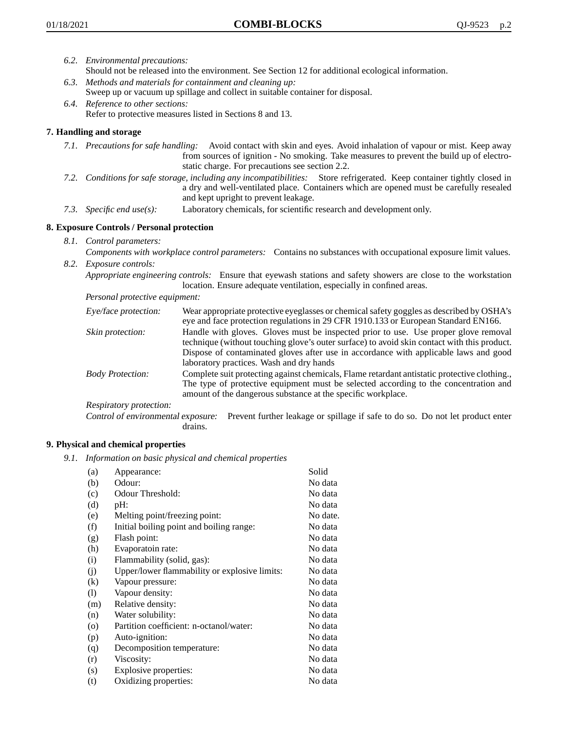6.2. *Environmental precautions:*
Should not be released into the environment. See Section 12 for additional ecological information.

6.3. *Methods and materials for containment and cleaning up:*
Sweep up or vacuum up spillage and collect in suitable container for disposal.

6.4. *Reference to other sections:*
Refer to protective measures listed in Sections 8 and 13.

## 7. Handling and storage

7.1. *Precautions for safe handling:* Avoid contact with skin and eyes. Avoid inhalation of vapour or mist. Keep away from sources of ignition - No smoking. Take measures to prevent the build up of electrostatic charge. For precautions see section 2.2.

7.2. *Conditions for safe storage, including any incompatibilities:* Store refrigerated. Keep container tightly closed in a dry and well-ventilated place. Containers which are opened must be carefully resealed and kept upright to prevent leakage.

7.3. *Specific end use(s):* Laboratory chemicals, for scientific research and development only.

## 8. Exposure Controls / Personal protection

8.1. *Control parameters:*
*Components with workplace control parameters:* Contains no substances with occupational exposure limit values.

8.2. *Exposure controls:*
*Appropriate engineering controls:* Ensure that eyewash stations and safety showers are close to the workstation location. Ensure adequate ventilation, especially in confined areas.

*Personal protective equipment:*

*Eye/face protection:* Wear appropriate protective eyeglasses or chemical safety goggles as described by OSHA's eye and face protection regulations in 29 CFR 1910.133 or European Standard EN166.

*Skin protection:* Handle with gloves. Gloves must be inspected prior to use. Use proper glove removal technique (without touching glove's outer surface) to avoid skin contact with this product. Dispose of contaminated gloves after use in accordance with applicable laws and good laboratory practices. Wash and dry hands

*Body Protection:* Complete suit protecting against chemicals, Flame retardant antistatic protective clothing., The type of protective equipment must be selected according to the concentration and amount of the dangerous substance at the specific workplace.

*Respiratory protection:*

*Control of environmental exposure:* Prevent further leakage or spillage if safe to do so. Do not let product enter drains.

## 9. Physical and chemical properties

9.1. *Information on basic physical and chemical properties*

| | | |
|---|---|---|
| (a) | Appearance: | Solid |
| (b) | Odour: | No data |
| (c) | Odour Threshold: | No data |
| (d) | pH: | No data |
| (e) | Melting point/freezing point: | No date. |
| (f) | Initial boiling point and boiling range: | No data |
| (g) | Flash point: | No data |
| (h) | Evaporatoin rate: | No data |
| (i) | Flammability (solid, gas): | No data |
| (j) | Upper/lower flammability or explosive limits: | No data |
| (k) | Vapour pressure: | No data |
| (l) | Vapour density: | No data |
| (m) | Relative density: | No data |
| (n) | Water solubility: | No data |
| (o) | Partition coefficient: n-octanol/water: | No data |
| (p) | Auto-ignition: | No data |
| (q) | Decomposition temperature: | No data |
| (r) | Viscosity: | No data |
| (s) | Explosive properties: | No data |
| (t) | Oxidizing properties: | No data |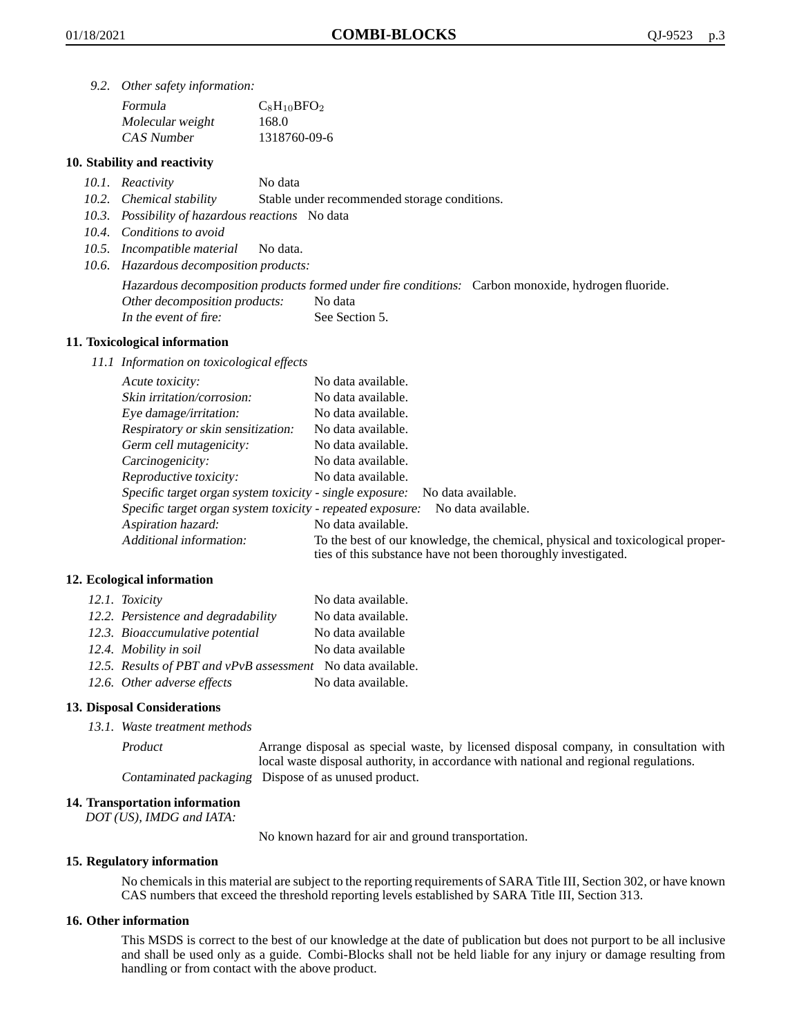*9.2. Other safety information:*

| | |
|---|---|
| *Formula* | $C_8H_{10}BFO_2$ |
| *Molecular weight* | 168.0 |
| *CAS Number* | 1318760-09-6 |

## 10. Stability and reactivity

- *10.1. Reactivity* No data
- *10.2. Chemical stability* Stable under recommended storage conditions.
- *10.3. Possibility of hazardous reactions* No data
- *10.4. Conditions to avoid*
- *10.5. Incompatible material* No data.
- *10.6. Hazardous decomposition products:*

*Hazardous decomposition products formed under fire conditions:* Carbon monoxide, hydrogen fluoride.
*Other decomposition products:* No data
*In the event of fire:* See Section 5.

## 11. Toxicological information

*11.1 Information on toxicological effects*

| | |
|---|---|
| *Acute toxicity:* | No data available. |
| *Skin irritation/corrosion:* | No data available. |
| *Eye damage/irritation:* | No data available. |
| *Respiratory or skin sensitization:* | No data available. |
| *Germ cell mutagenicity:* | No data available. |
| *Carcinogenicity:* | No data available. |
| *Reproductive toxicity:* | No data available. |
| *Specific target organ system toxicity - single exposure:* | No data available. |
| *Specific target organ system toxicity - repeated exposure:* | No data available. |
| *Aspiration hazard:* | No data available. |
| *Additional information:* | To the best of our knowledge, the chemical, physical and toxicological properties of this substance have not been thoroughly investigated. |

## 12. Ecological information

| | |
|---|---|
| *12.1. Toxicity* | No data available. |
| *12.2. Persistence and degradability* | No data available. |
| *12.3. Bioaccumulative potential* | No data available |
| *12.4. Mobility in soil* | No data available |
| *12.5. Results of PBT and vPvB assessment* | No data available. |
| *12.6. Other adverse effects* | No data available. |

## 13. Disposal Considerations

*13.1. Waste treatment methods*

*Product* Arrange disposal as special waste, by licensed disposal company, in consultation with local waste disposal authority, in accordance with national and regional regulations.
*Contaminated packaging* Dispose of as unused product.

## 14. Transportation information

*DOT (US), IMDG and IATA:*

No known hazard for air and ground transportation.

## 15. Regulatory information

No chemicals in this material are subject to the reporting requirements of SARA Title III, Section 302, or have known CAS numbers that exceed the threshold reporting levels established by SARA Title III, Section 313.

## 16. Other information

This MSDS is correct to the best of our knowledge at the date of publication but does not purport to be all inclusive and shall be used only as a guide. Combi-Blocks shall not be held liable for any injury or damage resulting from handling or from contact with the above product.